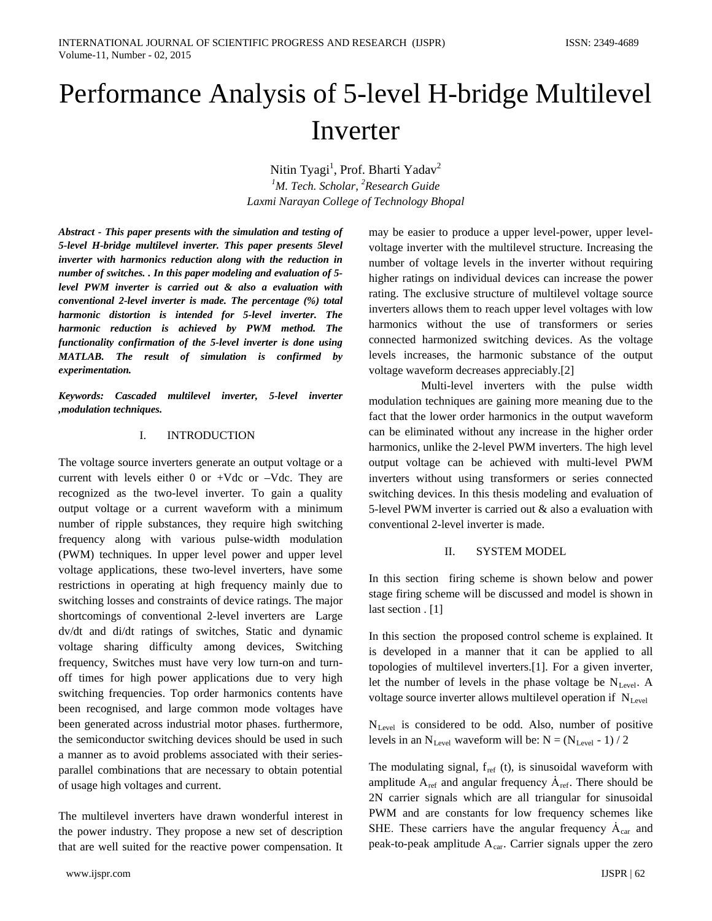# Performance Analysis of 5-level H-bridge Multilevel Inverter

Nitin Tyagi[1], Prof. Bharti Yadav[2]

[1]*M. Tech. Scholar,* [2]*Research Guide*

*Laxmi Narayan College of Technology Bhopal*

***Abstract - This paper presents with the simulation and testing of 5-level H-bridge multilevel inverter. This paper presents 5level inverter with harmonics reduction along with the reduction in number of switches. . In this paper modeling and evaluation of 5-level PWM inverter is carried out & also a evaluation with conventional 2-level inverter is made. The percentage (%) total harmonic distortion is intended for 5-level inverter. The harmonic reduction is achieved by PWM method. The functionality confirmation of the 5-level inverter is done using MATLAB. The result of simulation is confirmed by experimentation.***

***Keywords: Cascaded multilevel inverter, 5-level inverter ,modulation techniques.***

## I. INTRODUCTION

The voltage source inverters generate an output voltage or a current with levels either 0 or +Vdc or –Vdc. They are recognized as the two-level inverter. To gain a quality output voltage or a current waveform with a minimum number of ripple substances, they require high switching frequency along with various pulse-width modulation (PWM) techniques. In upper level power and upper level voltage applications, these two-level inverters, have some restrictions in operating at high frequency mainly due to switching losses and constraints of device ratings. The major shortcomings of conventional 2-level inverters are Large dv/dt and di/dt ratings of switches, Static and dynamic voltage sharing difficulty among devices, Switching frequency, Switches must have very low turn-on and turn-off times for high power applications due to very high switching frequencies. Top order harmonics contents have been recognised, and large common mode voltages have been generated across industrial motor phases. furthermore, the semiconductor switching devices should be used in such a manner as to avoid problems associated with their series-parallel combinations that are necessary to obtain potential of usage high voltages and current.

The multilevel inverters have drawn wonderful interest in the power industry. They propose a new set of description that are well suited for the reactive power compensation. It may be easier to produce a upper level-power, upper level-voltage inverter with the multilevel structure. Increasing the number of voltage levels in the inverter without requiring higher ratings on individual devices can increase the power rating. The exclusive structure of multilevel voltage source inverters allows them to reach upper level voltages with low harmonics without the use of transformers or series connected harmonized switching devices. As the voltage levels increases, the harmonic substance of the output voltage waveform decreases appreciably.[2]

Multi-level inverters with the pulse width modulation techniques are gaining more meaning due to the fact that the lower order harmonics in the output waveform can be eliminated without any increase in the higher order harmonics, unlike the 2-level PWM inverters. The high level output voltage can be achieved with multi-level PWM inverters without using transformers or series connected switching devices. In this thesis modeling and evaluation of 5-level PWM inverter is carried out & also a evaluation with conventional 2-level inverter is made.

## II. SYSTEM MODEL

In this section firing scheme is shown below and power stage firing scheme will be discussed and model is shown in last section . [1]

In this section the proposed control scheme is explained. It is developed in a manner that it can be applied to all topologies of multilevel inverters.[1]. For a given inverter, let the number of levels in the phase voltage be $N_{Level}$. A voltage source inverter allows multilevel operation if $N_{Level}$

$N_{Level}$ is considered to be odd. Also, number of positive levels in an $N_{Level}$ waveform will be: $N = (N_{Level} - 1) / 2$

The modulating signal, $f_{ref}$ (t), is sinusoidal waveform with amplitude $A_{ref}$ and angular frequency $\dot{A}_{ref}$. There should be 2N carrier signals which are all triangular for sinusoidal PWM and are constants for low frequency schemes like SHE. These carriers have the angular frequency $\dot{A}_{car}$ and peak-to-peak amplitude $A_{car}$. Carrier signals upper the zero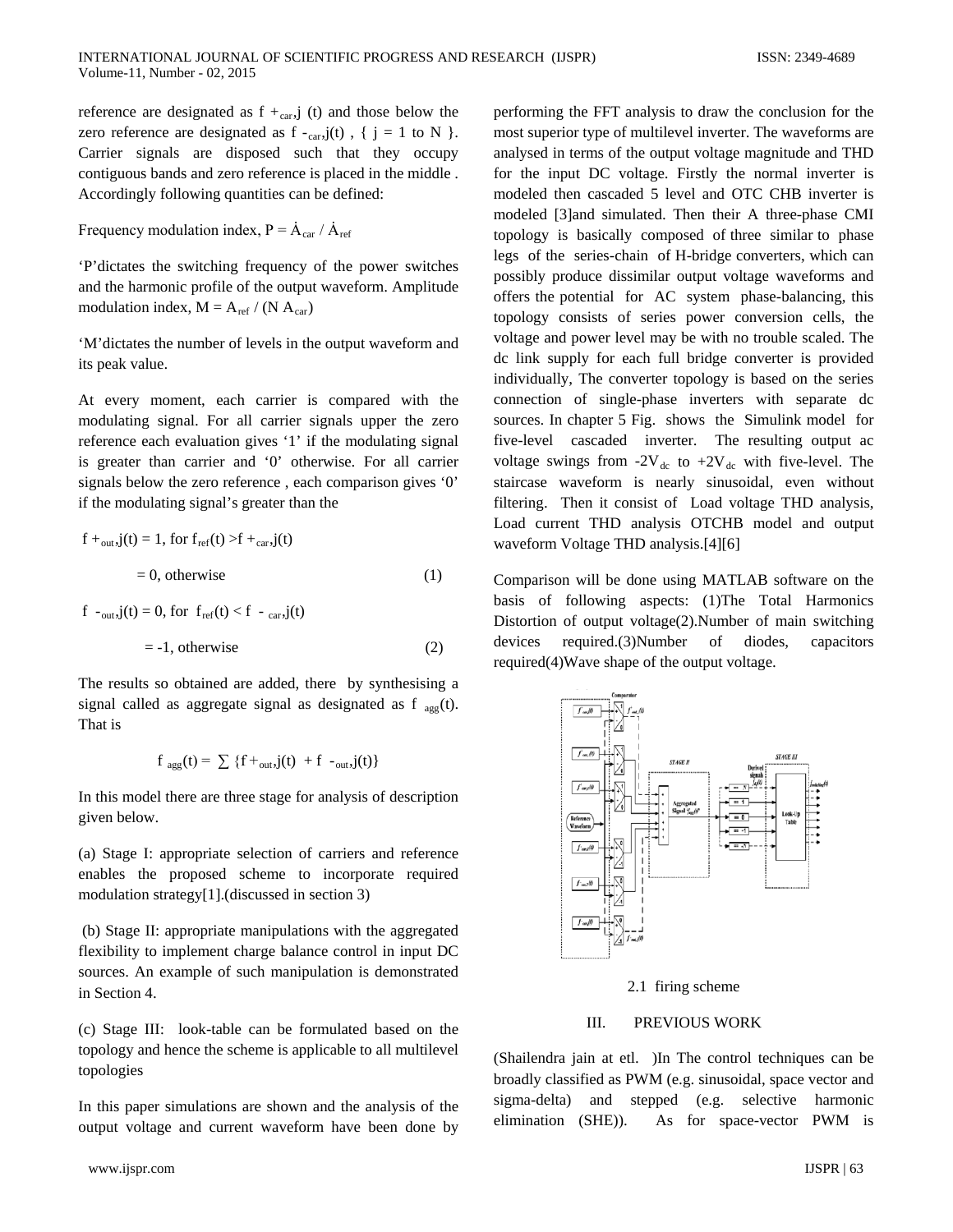reference are designated as $f^{+}_{car,j}(t)$ and those below the zero reference are designated as $f^{-}_{car,j}(t)$ , { j = 1 to N }. Carrier signals are disposed such that they occupy contiguous bands and zero reference is placed in the middle . Accordingly following quantities can be defined:

Frequency modulation index, $P = \dot{A}_{car} / \dot{A}_{ref}$

'P'dictates the switching frequency of the power switches and the harmonic profile of the output waveform. Amplitude modulation index, $M = A_{ref} / (N A_{car})$

'M'dictates the number of levels in the output waveform and its peak value.

At every moment, each carrier is compared with the modulating signal. For all carrier signals upper the zero reference each evaluation gives '1' if the modulating signal is greater than carrier and '0' otherwise. For all carrier signals below the zero reference , each comparison gives '0' if the modulating signal's greater than the

$$f^{+}_{out,j}(t) = 1, \text{ for } f_{ref}(t) > f^{+}_{car,j}(t)$$
$$= 0, \text{ otherwise} \quad (1)$$

$$f^{-}_{out,j}(t) = 0, \text{ for } f_{ref}(t) < f^{-}_{car,j}(t)$$
$$= -1, \text{ otherwise} \quad (2)$$

The results so obtained are added, there by synthesising a signal called as aggregate signal as designated as $f_{agg}(t)$. That is

$$f_{agg}(t) = \sum \{f^{+}_{out,j}(t) + f^{-}_{out,j}(t)\}$$

In this model there are three stage for analysis of description given below.

(a) Stage I: appropriate selection of carriers and reference enables the proposed scheme to incorporate required modulation strategy[1].(discussed in section 3)

(b) Stage II: appropriate manipulations with the aggregated flexibility to implement charge balance control in input DC sources. An example of such manipulation is demonstrated in Section 4.

(c) Stage III: look-table can be formulated based on the topology and hence the scheme is applicable to all multilevel topologies

In this paper simulations are shown and the analysis of the output voltage and current waveform have been done by performing the FFT analysis to draw the conclusion for the most superior type of multilevel inverter. The waveforms are analysed in terms of the output voltage magnitude and THD for the input DC voltage. Firstly the normal inverter is modeled then cascaded 5 level and OTC CHB inverter is modeled [3]and simulated. Then their A three-phase CMI topology is basically composed of three similar to phase legs of the series-chain of H-bridge converters, which can possibly produce dissimilar output voltage waveforms and offers the potential for AC system phase-balancing, this topology consists of series power conversion cells, the voltage and power level may be with no trouble scaled. The dc link supply for each full bridge converter is provided individually, The converter topology is based on the series connection of single-phase inverters with separate dc sources. In chapter 5 Fig. shows the Simulink model for five-level cascaded inverter. The resulting output ac voltage swings from $-2V_{dc}$ to $+2V_{dc}$ with five-level. The staircase waveform is nearly sinusoidal, even without filtering. Then it consist of Load voltage THD analysis, Load current THD analysis OTCHB model and output waveform Voltage THD analysis.[4][6]

Comparison will be done using MATLAB software on the basis of following aspects: (1)The Total Harmonics Distortion of output voltage(2).Number of main switching devices required.(3)Number of diodes, capacitors required(4)Wave shape of the output voltage.

2.1 firing scheme

## III. PREVIOUS WORK

(Shailendra jain at etl. )In The control techniques can be broadly classified as PWM (e.g. sinusoidal, space vector and sigma-delta) and stepped (e.g. selective harmonic elimination (SHE)). As for space-vector PWM is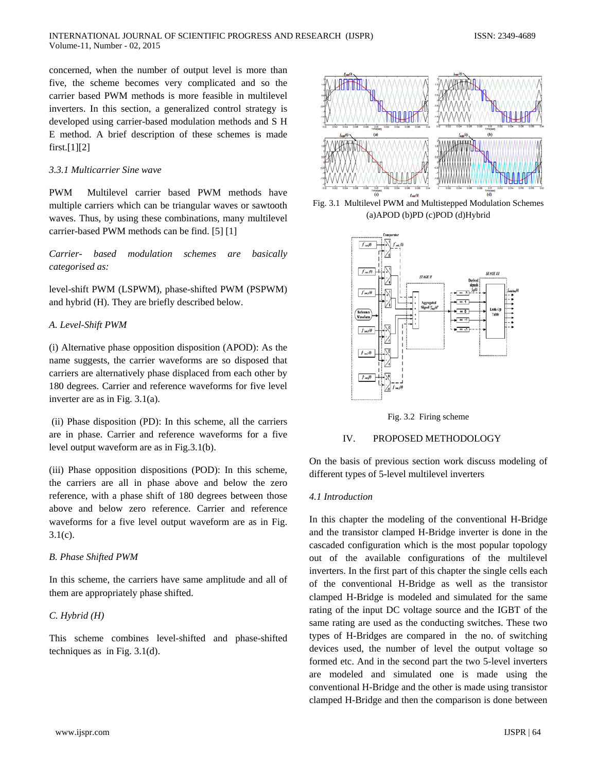concerned, when the number of output level is more than five, the scheme becomes very complicated and so the carrier based PWM methods is more feasible in multilevel inverters. In this section, a generalized control strategy is developed using carrier-based modulation methods and S H E method. A brief description of these schemes is made first.[1][2]

### *3.3.1 Multicarrier Sine wave*

PWM Multilevel carrier based PWM methods have multiple carriers which can be triangular waves or sawtooth waves. Thus, by using these combinations, many multilevel carrier-based PWM methods can be find. [5] [1]

*Carrier- based modulation schemes are basically categorised as:*

level-shift PWM (LSPWM), phase-shifted PWM (PSPWM) and hybrid (H). They are briefly described below.

#### *A. Level-Shift PWM*

(i) Alternative phase opposition disposition (APOD): As the name suggests, the carrier waveforms are so disposed that carriers are alternatively phase displaced from each other by 180 degrees. Carrier and reference waveforms for five level inverter are as in Fig. 3.1(a).

(ii) Phase disposition (PD): In this scheme, all the carriers are in phase. Carrier and reference waveforms for a five level output waveform are as in Fig.3.1(b).

(iii) Phase opposition dispositions (POD): In this scheme, the carriers are all in phase above and below the zero reference, with a phase shift of 180 degrees between those above and below zero reference. Carrier and reference waveforms for a five level output waveform are as in Fig. 3.1(c).

#### *B. Phase Shifted PWM*

In this scheme, the carriers have same amplitude and all of them are appropriately phase shifted.

#### *C. Hybrid (H)*

This scheme combines level-shifted and phase-shifted techniques as in Fig. 3.1(d).

Fig. 3.1 Multilevel PWM and Multistepped Modulation Schemes (a)APOD (b)PD (c)POD (d)Hybrid

Fig. 3.2 Firing scheme

## IV. PROPOSED METHODOLOGY

On the basis of previous section work discuss modeling of different types of 5-level multilevel inverters

### *4.1 Introduction*

In this chapter the modeling of the conventional H-Bridge and the transistor clamped H-Bridge inverter is done in the cascaded configuration which is the most popular topology out of the available configurations of the multilevel inverters. In the first part of this chapter the single cells each of the conventional H-Bridge as well as the transistor clamped H-Bridge is modeled and simulated for the same rating of the input DC voltage source and the IGBT of the same rating are used as the conducting switches. These two types of H-Bridges are compared in the no. of switching devices used, the number of level the output voltage so formed etc. And in the second part the two 5-level inverters are modeled and simulated one is made using the conventional H-Bridge and the other is made using transistor clamped H-Bridge and then the comparison is done between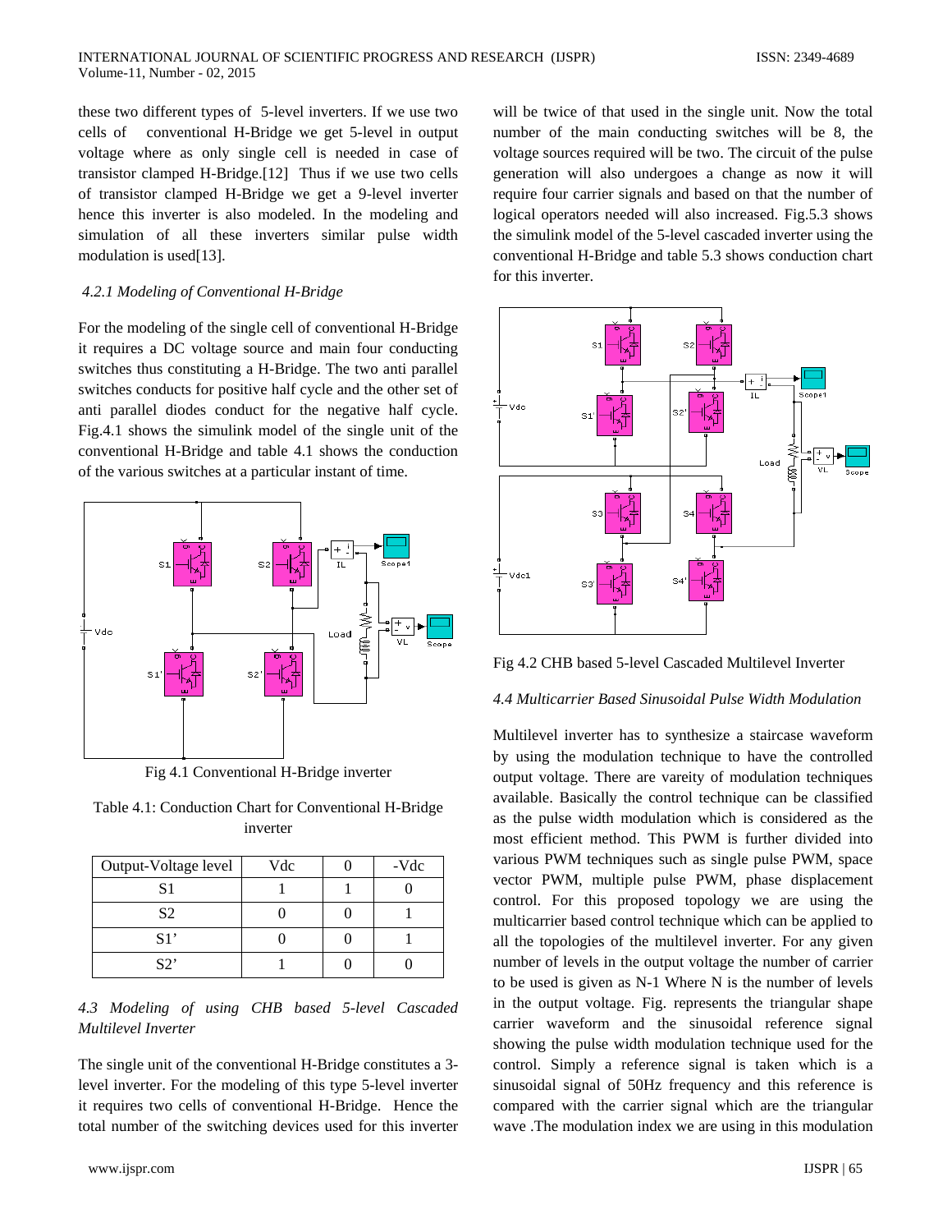these two different types of 5-level inverters. If we use two cells of conventional H-Bridge we get 5-level in output voltage where as only single cell is needed in case of transistor clamped H-Bridge.[12] Thus if we use two cells of transistor clamped H-Bridge we get a 9-level inverter hence this inverter is also modeled. In the modeling and simulation of all these inverters similar pulse width modulation is used[13].

### *4.2.1 Modeling of Conventional H-Bridge*

For the modeling of the single cell of conventional H-Bridge it requires a DC voltage source and main four conducting switches thus constituting a H-Bridge. The two anti parallel switches conducts for positive half cycle and the other set of anti parallel diodes conduct for the negative half cycle. Fig.4.1 shows the simulink model of the single unit of the conventional H-Bridge and table 4.1 shows the conduction of the various switches at a particular instant of time.

Fig 4.1 Conventional H-Bridge inverter

Table 4.1: Conduction Chart for Conventional H-Bridge inverter

| Output-Voltage level | Vdc | 0 | -Vdc |
|---|---|---|---|
| S1 | 1 | 1 | 0 |
| S2 | 0 | 0 | 1 |
| S1' | 0 | 0 | 1 |
| S2' | 1 | 0 | 0 |

### *4.3 Modeling of using CHB based 5-level Cascaded Multilevel Inverter*

The single unit of the conventional H-Bridge constitutes a 3-level inverter. For the modeling of this type 5-level inverter it requires two cells of conventional H-Bridge. Hence the total number of the switching devices used for this inverter will be twice of that used in the single unit. Now the total number of the main conducting switches will be 8, the voltage sources required will be two. The circuit of the pulse generation will also undergoes a change as now it will require four carrier signals and based on that the number of logical operators needed will also increased. Fig.5.3 shows the simulink model of the 5-level cascaded inverter using the conventional H-Bridge and table 5.3 shows conduction chart for this inverter.

Fig 4.2 CHB based 5-level Cascaded Multilevel Inverter

### *4.4 Multicarrier Based Sinusoidal Pulse Width Modulation*

Multilevel inverter has to synthesize a staircase waveform by using the modulation technique to have the controlled output voltage. There are vareity of modulation techniques available. Basically the control technique can be classified as the pulse width modulation which is considered as the most efficient method. This PWM is further divided into various PWM techniques such as single pulse PWM, space vector PWM, multiple pulse PWM, phase displacement control. For this proposed topology we are using the multicarrier based control technique which can be applied to all the topologies of the multilevel inverter. For any given number of levels in the output voltage the number of carrier to be used is given as N-1 Where N is the number of levels in the output voltage. Fig. represents the triangular shape carrier waveform and the sinusoidal reference signal showing the pulse width modulation technique used for the control. Simply a reference signal is taken which is a sinusoidal signal of 50Hz frequency and this reference is compared with the carrier signal which are the triangular wave .The modulation index we are using in this modulation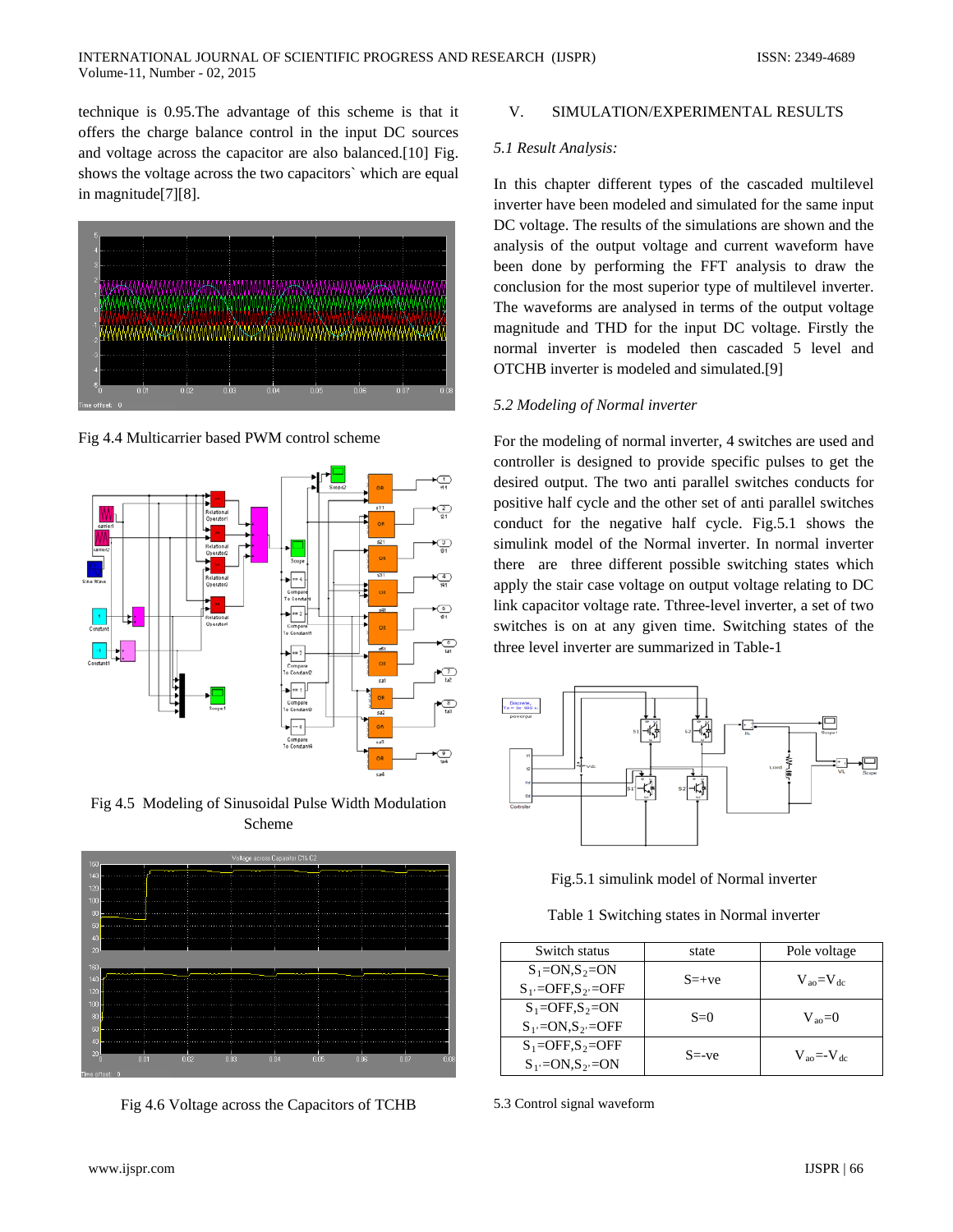technique is 0.95.The advantage of this scheme is that it offers the charge balance control in the input DC sources and voltage across the capacitor are also balanced.[10] Fig. shows the voltage across the two capacitors` which are equal in magnitude[7][8].

Fig 4.4 Multicarrier based PWM control scheme

Fig 4.5 Modeling of Sinusoidal Pulse Width Modulation Scheme

Fig 4.6 Voltage across the Capacitors of TCHB

## V. SIMULATION/EXPERIMENTAL RESULTS

### *5.1 Result Analysis:*

In this chapter different types of the cascaded multilevel inverter have been modeled and simulated for the same input DC voltage. The results of the simulations are shown and the analysis of the output voltage and current waveform have been done by performing the FFT analysis to draw the conclusion for the most superior type of multilevel inverter. The waveforms are analysed in terms of the output voltage magnitude and THD for the input DC voltage. Firstly the normal inverter is modeled then cascaded 5 level and OTCHB inverter is modeled and simulated.[9]

### *5.2 Modeling of Normal inverter*

For the modeling of normal inverter, 4 switches are used and controller is designed to provide specific pulses to get the desired output. The two anti parallel switches conducts for positive half cycle and the other set of anti parallel switches conduct for the negative half cycle. Fig.5.1 shows the simulink model of the Normal inverter. In normal inverter there are three different possible switching states which apply the stair case voltage on output voltage relating to DC link capacitor voltage rate. Tthree-level inverter, a set of two switches is on at any given time. Switching states of the three level inverter are summarized in Table-1

Fig.5.1 simulink model of Normal inverter

Table 1 Switching states in Normal inverter

| Switch status | state | Pole voltage |
|---|---|---|
| $S_1$=ON,$S_2$=ON $S_{1'}$=OFF,$S_{2'}$=OFF | S=+ve | $V_{ao}=V_{dc}$ |
| $S_1$=OFF,$S_2$=ON $S_{1'}$=ON,$S_{2'}$=OFF | S=0 | $V_{ao}=0$ |
| $S_1$=OFF,$S_2$=OFF $S_{1'}$=ON,$S_{2'}$=ON | S=-ve | $V_{ao}=-V_{dc}$ |

5.3 Control signal waveform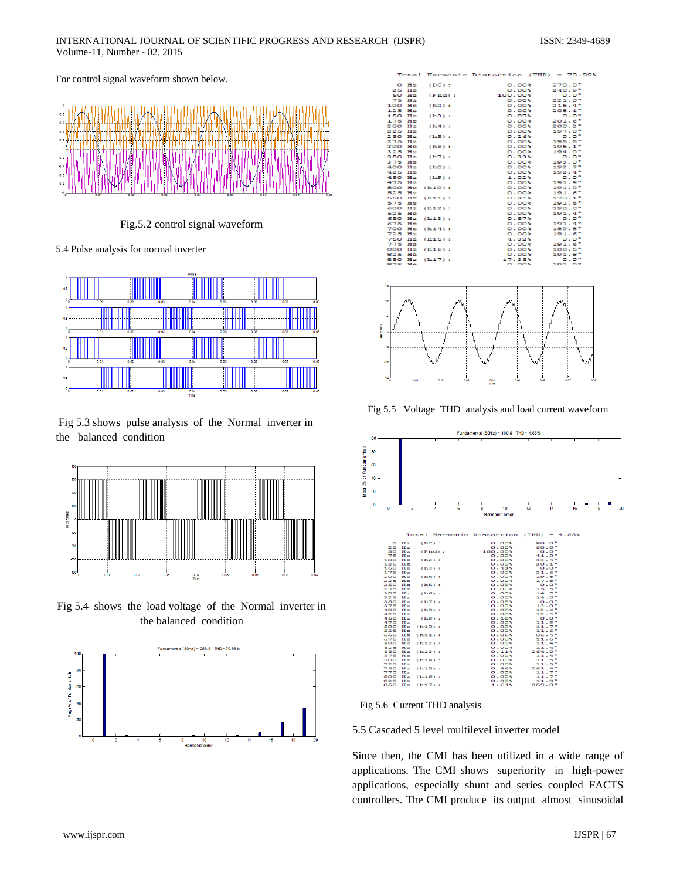For control signal waveform shown below.

Fig.5.2 control signal waveform

5.4 Pulse analysis for normal inverter

Fig 5.3 shows pulse analysis of the Normal inverter in the balanced condition

Fig 5.4 shows the load voltage of the Normal inverter in the balanced condition

Fig 5.5 Voltage THD analysis and load current waveform

Fig 5.6 Current THD analysis

5.5 Cascaded 5 level multilevel inverter model

Since then, the CMI has been utilized in a wide range of applications. The CMI shows superiority in high-power applications, especially shunt and series coupled FACTS controllers. The CMI produce its output almost sinusoidal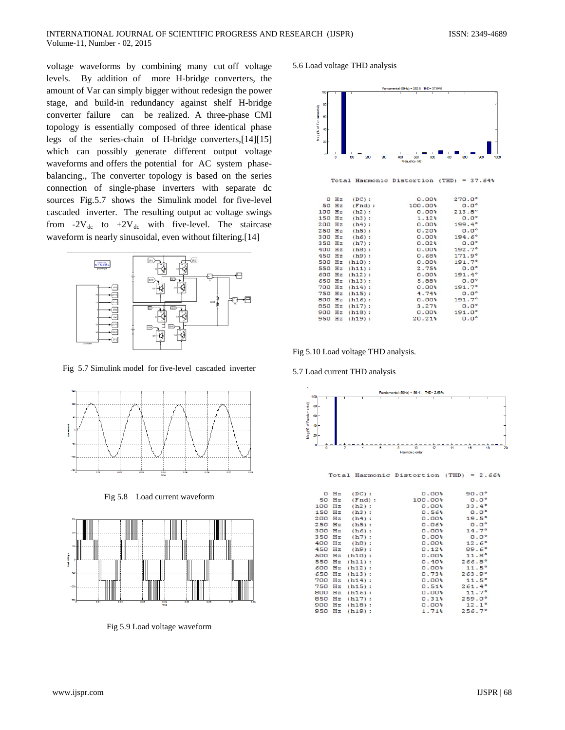voltage waveforms by combining many cut off voltage levels. By addition of more H-bridge converters, the amount of Var can simply bigger without redesign the power stage, and build-in redundancy against shelf H-bridge converter failure can be realized. A three-phase CMI topology is essentially composed of three identical phase legs of the series-chain of H-bridge converters,[14][15] which can possibly generate different output voltage waveforms and offers the potential for AC system phase-balancing., The converter topology is based on the series connection of single-phase inverters with separate dc sources Fig.5.7 shows the Simulink model for five-level cascaded inverter. The resulting output ac voltage swings from $-2V_{dc}$ to $+2V_{dc}$ with five-level. The staircase waveform is nearly sinusoidal, even without filtering.[14]

Fig 5.7 Simulink model for five-level cascaded inverter

Fig 5.8 Load current waveform

Fig 5.9 Load voltage waveform

5.6 Load voltage THD analysis

Fundamental (50Hz) = 252.8 , THD= 37.64%

Total Harmonic Distortion (THD) = 37.64%

| Frequency | Order | Magnitude | Phase |
|---|---|---|---|
| 0 Hz | (DC): | 0.00% | 270.0° |
| 50 Hz | (Fnd): | 100.00% | 0.0° |
| 100 Hz | (h2): | 0.00% | 213.8° |
| 150 Hz | (h3): | 1.12% | 0.0° |
| 200 Hz | (h4): | 0.00% | 199.4° |
| 250 Hz | (h5): | 0.20% | 0.0° |
| 300 Hz | (h6): | 0.00% | 194.6° |
| 350 Hz | (h7): | 0.02% | 0.0° |
| 400 Hz | (h8): | 0.00% | 192.7° |
| 450 Hz | (h9): | 0.68% | 171.9° |
| 500 Hz | (h10): | 0.00% | 191.7° |
| 550 Hz | (h11): | 2.75% | 0.0° |
| 600 Hz | (h12): | 0.00% | 191.4° |
| 650 Hz | (h13): | 5.88% | 0.0° |
| 700 Hz | (h14): | 0.00% | 191.7° |
| 750 Hz | (h15): | 4.74% | 0.0° |
| 800 Hz | (h16): | 0.00% | 191.7° |
| 850 Hz | (h17): | 3.27% | 0.0° |
| 900 Hz | (h18): | 0.00% | 191.0° |
| 950 Hz | (h19): | 20.21% | 0.0° |

Fig 5.10 Load voltage THD analysis.

5.7 Load current THD analysis

Fundamental (50Hz) = 99.41 , THD= 2.66%

Total Harmonic Distortion (THD) = 2.66%

| Frequency | Order | Magnitude | Phase |
|---|---|---|---|
| 0 Hz | (DC): | 0.00% | 90.0° |
| 50 Hz | (Fnd): | 100.00% | 0.0° |
| 100 Hz | (h2): | 0.00% | 33.4° |
| 150 Hz | (h3): | 0.56% | 0.0° |
| 200 Hz | (h4): | 0.00% | 19.5° |
| 250 Hz | (h5): | 0.06% | 0.0° |
| 300 Hz | (h6): | 0.00% | 14.7° |
| 350 Hz | (h7): | 0.00% | 0.0° |
| 400 Hz | (h8): | 0.00% | 12.6° |
| 450 Hz | (h9): | 0.12% | 89.6° |
| 500 Hz | (h10): | 0.00% | 11.8° |
| 550 Hz | (h11): | 0.40% | 266.8° |
| 600 Hz | (h12): | 0.00% | 11.5° |
| 650 Hz | (h13): | 0.73% | 263.9° |
| 700 Hz | (h14): | 0.00% | 11.5° |
| 750 Hz | (h15): | 0.51% | 261.4° |
| 800 Hz | (h16): | 0.00% | 11.7° |
| 850 Hz | (h17): | 0.31% | 259.0° |
| 900 Hz | (h18): | 0.00% | 12.1° |
| 950 Hz | (h19): | 1.71% | 256.7° |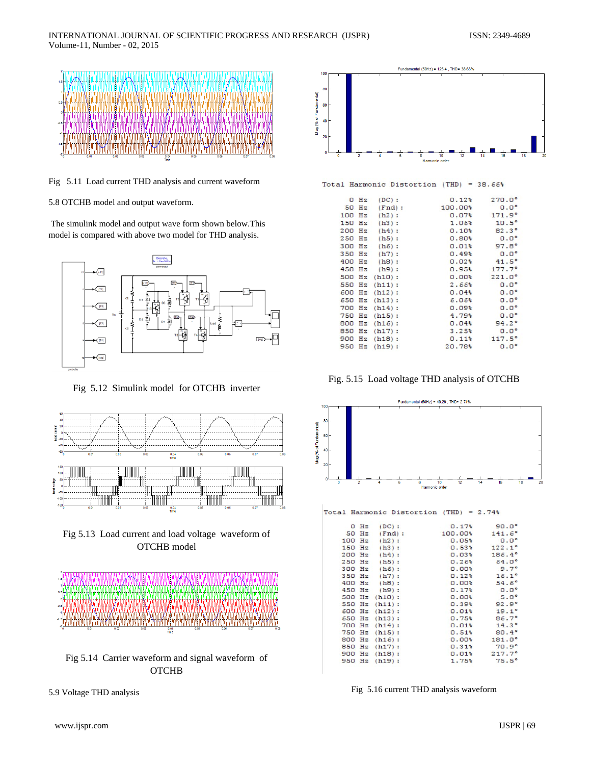Fig 5.11 Load current THD analysis and current waveform

5.8 OTCHB model and output waveform.

The simulink model and output wave form shown below.This model is compared with above two model for THD analysis.

Fig 5.12 Simulink model for OTCHB inverter

Fig 5.13 Load current and load voltage waveform of OTCHB model

Fig 5.14 Carrier waveform and signal waveform of OTCHB

5.9 Voltage THD analysis

Fundamental (50Hz) = 125.4 , THD= 38.66%

Total Harmonic Distortion (THD) = 38.66%

| Freq | Order | Mag | Phase |
|---|---|---|---|
| 0 Hz | (DC): | 0.12% | 270.0° |
| 50 Hz | (Fnd): | 100.00% | 0.0° |
| 100 Hz | (h2): | 0.07% | 171.9° |
| 150 Hz | (h3): | 1.06% | 10.5° |
| 200 Hz | (h4): | 0.10% | 82.3° |
| 250 Hz | (h5): | 0.80% | 0.0° |
| 300 Hz | (h6): | 0.01% | 97.8° |
| 350 Hz | (h7): | 0.49% | 0.0° |
| 400 Hz | (h8): | 0.02% | 41.5° |
| 450 Hz | (h9): | 0.95% | 177.7° |
| 500 Hz | (h10): | 0.00% | 221.0° |
| 550 Hz | (h11): | 2.66% | 0.0° |
| 600 Hz | (h12): | 0.04% | 0.0° |
| 650 Hz | (h13): | 6.06% | 0.0° |
| 700 Hz | (h14): | 0.09% | 0.0° |
| 750 Hz | (h15): | 4.79% | 0.0° |
| 800 Hz | (h16): | 0.04% | 94.2° |
| 850 Hz | (h17): | 3.25% | 0.0° |
| 900 Hz | (h18): | 0.11% | 117.5° |
| 950 Hz | (h19): | 20.78% | 0.0° |

Fig. 5.15 Load voltage THD analysis of OTCHB

Fundamental (50Hz) = 49.29 , THD= 2.74%

Total Harmonic Distortion (THD) = 2.74%

| Freq | Order | Mag | Phase |
|---|---|---|---|
| 0 Hz | (DC): | 0.17% | 90.0° |
| 50 Hz | (Fnd): | 100.00% | 141.6° |
| 100 Hz | (h2): | 0.05% | 0.0° |
| 150 Hz | (h3): | 0.53% | 122.1° |
| 200 Hz | (h4): | 0.03% | 186.4° |
| 250 Hz | (h5): | 0.26% | 64.0° |
| 300 Hz | (h6): | 0.00% | 9.7° |
| 350 Hz | (h7): | 0.12% | 16.1° |
| 400 Hz | (h8): | 0.00% | 54.6° |
| 450 Hz | (h9): | 0.17% | 0.0° |
| 500 Hz | (h10): | 0.00% | 5.8° |
| 550 Hz | (h11): | 0.39% | 92.9° |
| 600 Hz | (h12): | 0.01% | 19.1° |
| 650 Hz | (h13): | 0.75% | 86.7° |
| 700 Hz | (h14): | 0.01% | 14.3° |
| 750 Hz | (h15): | 0.51% | 80.4° |
| 800 Hz | (h16): | 0.00% | 181.0° |
| 850 Hz | (h17): | 0.31% | 70.9° |
| 900 Hz | (h18): | 0.01% | 217.7° |
| 950 Hz | (h19): | 1.75% | 75.5° |

Fig 5.16 current THD analysis waveform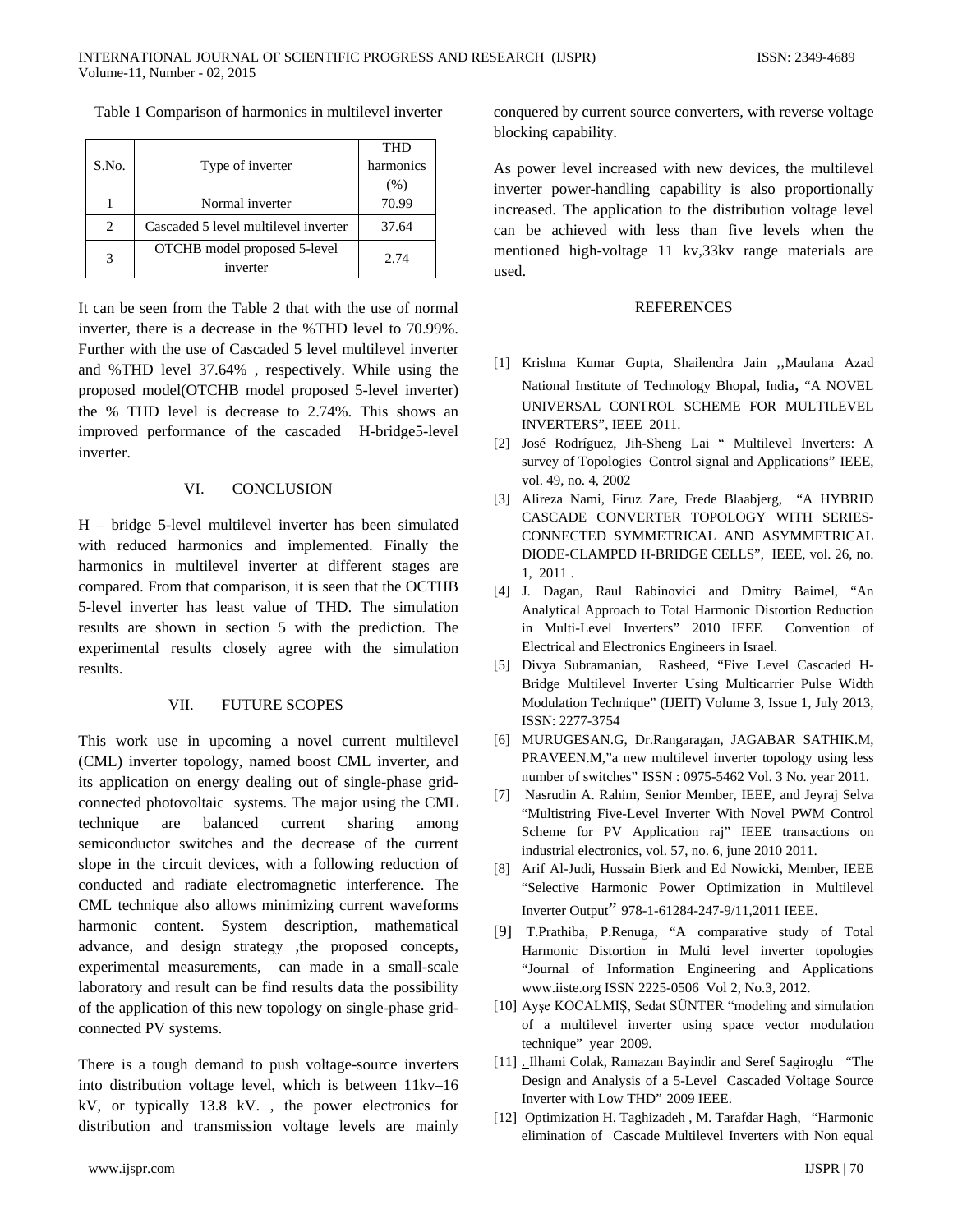Table 1 Comparison of harmonics in multilevel inverter

| S.No. | Type of inverter | THD harmonics (%) |
|---|---|---|
| 1 | Normal inverter | 70.99 |
| 2 | Cascaded 5 level multilevel inverter | 37.64 |
| 3 | OTCHB model proposed 5-level inverter | 2.74 |

It can be seen from the Table 2 that with the use of normal inverter, there is a decrease in the %THD level to 70.99%. Further with the use of Cascaded 5 level multilevel inverter and %THD level 37.64% , respectively. While using the proposed model(OTCHB model proposed 5-level inverter) the % THD level is decrease to 2.74%. This shows an improved performance of the cascaded H-bridge5-level inverter.

## VI. CONCLUSION

H – bridge 5-level multilevel inverter has been simulated with reduced harmonics and implemented. Finally the harmonics in multilevel inverter at different stages are compared. From that comparison, it is seen that the OCTHB 5-level inverter has least value of THD. The simulation results are shown in section 5 with the prediction. The experimental results closely agree with the simulation results.

## VII. FUTURE SCOPES

This work use in upcoming a novel current multilevel (CML) inverter topology, named boost CML inverter, and its application on energy dealing out of single-phase grid-connected photovoltaic systems. The major using the CML technique are balanced current sharing among semiconductor switches and the decrease of the current slope in the circuit devices, with a following reduction of conducted and radiate electromagnetic interference. The CML technique also allows minimizing current waveforms harmonic content. System description, mathematical advance, and design strategy ,the proposed concepts, experimental measurements, can made in a small-scale laboratory and result can be find results data the possibility of the application of this new topology on single-phase grid-connected PV systems.

There is a tough demand to push voltage-source inverters into distribution voltage level, which is between 11kv–16 kV, or typically 13.8 kV. , the power electronics for distribution and transmission voltage levels are mainly conquered by current source converters, with reverse voltage blocking capability.

As power level increased with new devices, the multilevel inverter power-handling capability is also proportionally increased. The application to the distribution voltage level can be achieved with less than five levels when the mentioned high-voltage 11 kv,33kv range materials are used.

## REFERENCES

[1] Krishna Kumar Gupta, Shailendra Jain ,,Maulana Azad National Institute of Technology Bhopal, India, "A NOVEL UNIVERSAL CONTROL SCHEME FOR MULTILEVEL INVERTERS", IEEE 2011.

[2] José Rodríguez, Jih-Sheng Lai " Multilevel Inverters: A survey of Topologies Control signal and Applications" IEEE, vol. 49, no. 4, 2002

[3] Alireza Nami, Firuz Zare, Frede Blaabjerg, "A HYBRID CASCADE CONVERTER TOPOLOGY WITH SERIES-CONNECTED SYMMETRICAL AND ASYMMETRICAL DIODE-CLAMPED H-BRIDGE CELLS", IEEE, vol. 26, no. 1, 2011 .

[4] J. Dagan, Raul Rabinovici and Dmitry Baimel, "An Analytical Approach to Total Harmonic Distortion Reduction in Multi-Level Inverters" 2010 IEEE Convention of Electrical and Electronics Engineers in Israel.

[5] Divya Subramanian, Rasheed, "Five Level Cascaded H-Bridge Multilevel Inverter Using Multicarrier Pulse Width Modulation Technique" (IJEIT) Volume 3, Issue 1, July 2013, ISSN: 2277-3754

[6] MURUGESAN.G, Dr.Rangaragan, JAGABAR SATHIK.M, PRAVEEN.M,"a new multilevel inverter topology using less number of switches" ISSN : 0975-5462 Vol. 3 No. year 2011.

[7] Nasrudin A. Rahim, Senior Member, IEEE, and Jeyraj Selva "Multistring Five-Level Inverter With Novel PWM Control Scheme for PV Application raj" IEEE transactions on industrial electronics, vol. 57, no. 6, june 2010 2011.

[8] Arif Al-Judi, Hussain Bierk and Ed Nowicki, Member, IEEE "Selective Harmonic Power Optimization in Multilevel Inverter Output" 978-1-61284-247-9/11,2011 IEEE.

[9] T.Prathiba, P.Renuga, "A comparative study of Total Harmonic Distortion in Multi level inverter topologies "Journal of Information Engineering and Applications www.iiste.org ISSN 2225-0506 Vol 2, No.3, 2012.

[10] Ayşe KOCALMIŞ, Sedat SÜNTER "modeling and simulation of a multilevel inverter using space vector modulation technique" year 2009.

[11] . Ilhami Colak, Ramazan Bayindir and Seref Sagiroglu "The Design and Analysis of a 5-Level Cascaded Voltage Source Inverter with Low THD" 2009 IEEE.

[12] Optimization H. Taghizadeh , M. Tarafdar Hagh, "Harmonic elimination of Cascade Multilevel Inverters with Non equal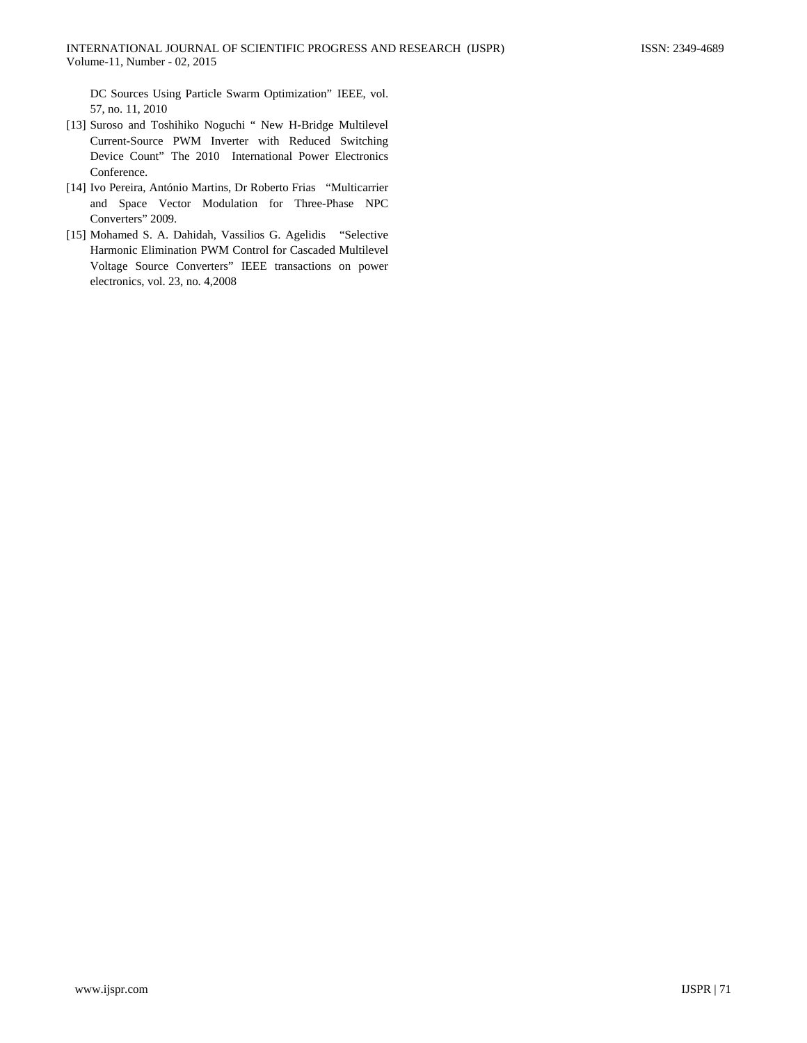DC Sources Using Particle Swarm Optimization" IEEE, vol. 57, no. 11, 2010

[13] Suroso and Toshihiko Noguchi " New H-Bridge Multilevel Current-Source PWM Inverter with Reduced Switching Device Count" The 2010 International Power Electronics Conference.

[14] Ivo Pereira, António Martins, Dr Roberto Frias "Multicarrier and Space Vector Modulation for Three-Phase NPC Converters" 2009.

[15] Mohamed S. A. Dahidah, Vassilios G. Agelidis "Selective Harmonic Elimination PWM Control for Cascaded Multilevel Voltage Source Converters" IEEE transactions on power electronics, vol. 23, no. 4,2008